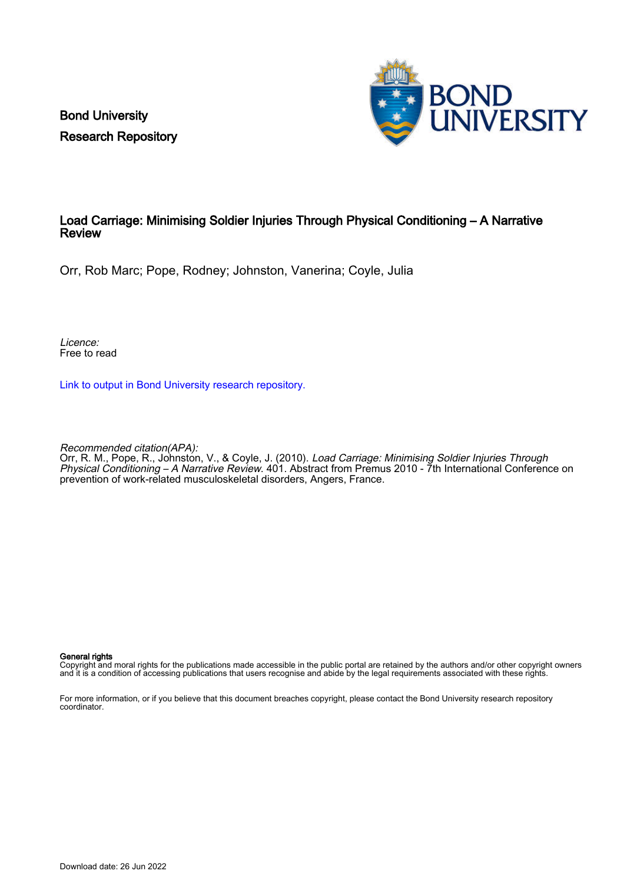Bond University
Research Repository

# Load Carriage: Minimising Soldier Injuries Through Physical Conditioning – A Narrative Review

Orr, Rob Marc; Pope, Rodney; Johnston, Vanerina; Coyle, Julia

*Licence:*
Free to read

Link to output in Bond University research repository.

*Recommended citation(APA):*
Orr, R. M., Pope, R., Johnston, V., & Coyle, J. (2010). *Load Carriage: Minimising Soldier Injuries Through Physical Conditioning – A Narrative Review*. 401. Abstract from Premus 2010 - 7th International Conference on prevention of work-related musculoskeletal disorders, Angers, France.

**General rights**
Copyright and moral rights for the publications made accessible in the public portal are retained by the authors and/or other copyright owners and it is a condition of accessing publications that users recognise and abide by the legal requirements associated with these rights.

For more information, or if you believe that this document breaches copyright, please contact the Bond University research repository coordinator.

Download date: 26 Jun 2022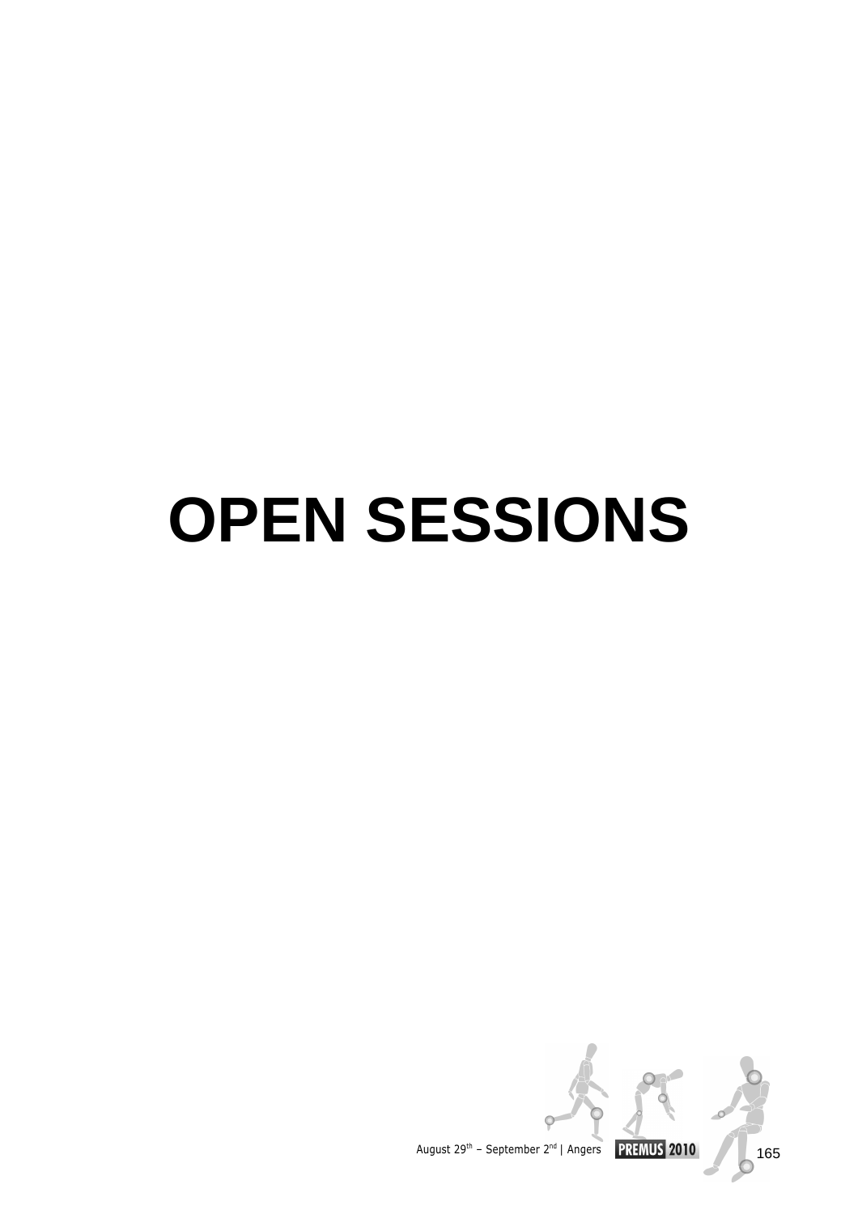# OPEN SESSIONS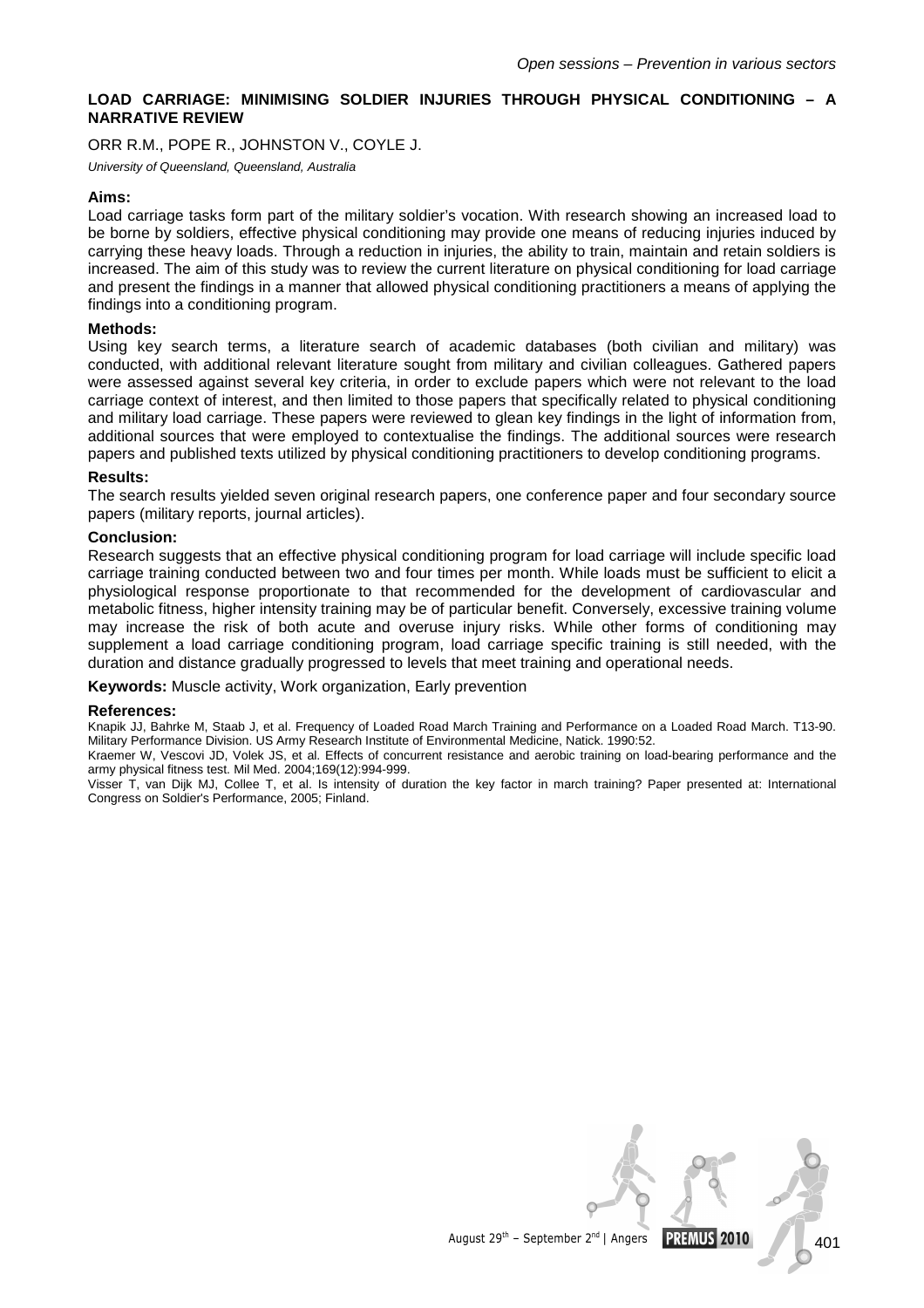## LOAD CARRIAGE: MINIMISING SOLDIER INJURIES THROUGH PHYSICAL CONDITIONING – A NARRATIVE REVIEW

ORR R.M., POPE R., JOHNSTON V., COYLE J.

*University of Queensland, Queensland, Australia*

**Aims:**

Load carriage tasks form part of the military soldier's vocation. With research showing an increased load to be borne by soldiers, effective physical conditioning may provide one means of reducing injuries induced by carrying these heavy loads. Through a reduction in injuries, the ability to train, maintain and retain soldiers is increased. The aim of this study was to review the current literature on physical conditioning for load carriage and present the findings in a manner that allowed physical conditioning practitioners a means of applying the findings into a conditioning program.

**Methods:**

Using key search terms, a literature search of academic databases (both civilian and military) was conducted, with additional relevant literature sought from military and civilian colleagues. Gathered papers were assessed against several key criteria, in order to exclude papers which were not relevant to the load carriage context of interest, and then limited to those papers that specifically related to physical conditioning and military load carriage. These papers were reviewed to glean key findings in the light of information from, additional sources that were employed to contextualise the findings. The additional sources were research papers and published texts utilized by physical conditioning practitioners to develop conditioning programs.

**Results:**

The search results yielded seven original research papers, one conference paper and four secondary source papers (military reports, journal articles).

**Conclusion:**

Research suggests that an effective physical conditioning program for load carriage will include specific load carriage training conducted between two and four times per month. While loads must be sufficient to elicit a physiological response proportionate to that recommended for the development of cardiovascular and metabolic fitness, higher intensity training may be of particular benefit. Conversely, excessive training volume may increase the risk of both acute and overuse injury risks. While other forms of conditioning may supplement a load carriage conditioning program, load carriage specific training is still needed, with the duration and distance gradually progressed to levels that meet training and operational needs.

**Keywords:** Muscle activity, Work organization, Early prevention

**References:**

Knapik JJ, Bahrke M, Staab J, et al. Frequency of Loaded Road March Training and Performance on a Loaded Road March. T13-90. Military Performance Division. US Army Research Institute of Environmental Medicine, Natick. 1990:52.

Kraemer W, Vescovi JD, Volek JS, et al. Effects of concurrent resistance and aerobic training on load-bearing performance and the army physical fitness test. Mil Med. 2004;169(12):994-999.

Visser T, van Dijk MJ, Collee T, et al. Is intensity of duration the key factor in march training? Paper presented at: International Congress on Soldier's Performance, 2005; Finland.